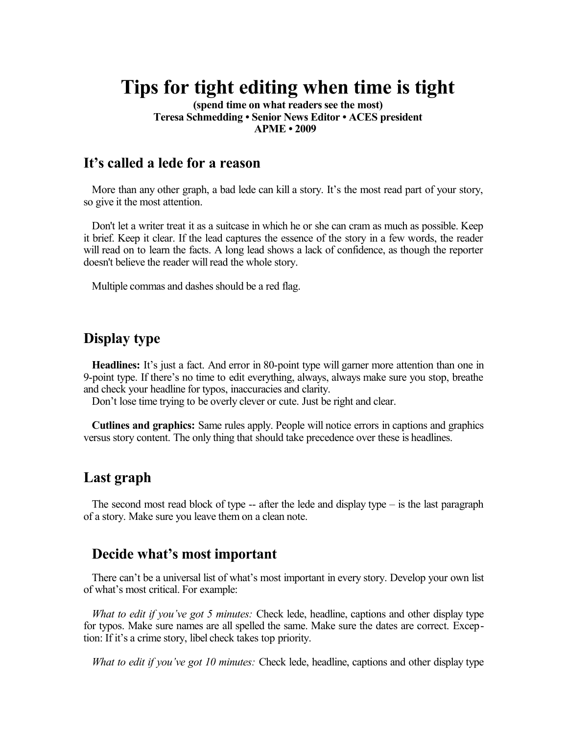# Tips for tight editing when time is tight

**(spend time on what readers see the most)**
**Teresa Schmedding • Senior News Editor • ACES president**
**APME • 2009**

## It's called a lede for a reason

More than any other graph, a bad lede can kill a story. It's the most read part of your story, so give it the most attention.

Don't let a writer treat it as a suitcase in which he or she can cram as much as possible. Keep it brief. Keep it clear. If the lead captures the essence of the story in a few words, the reader will read on to learn the facts. A long lead shows a lack of confidence, as though the reporter doesn't believe the reader will read the whole story.

Multiple commas and dashes should be a red flag.

## Display type

**Headlines:** It's just a fact. And error in 80-point type will garner more attention than one in 9-point type. If there's no time to edit everything, always, always make sure you stop, breathe and check your headline for typos, inaccuracies and clarity.

Don't lose time trying to be overly clever or cute. Just be right and clear.

**Cutlines and graphics:** Same rules apply. People will notice errors in captions and graphics versus story content. The only thing that should take precedence over these is headlines.

## Last graph

The second most read block of type -- after the lede and display type – is the last paragraph of a story. Make sure you leave them on a clean note.

## Decide what's most important

There can't be a universal list of what's most important in every story. Develop your own list of what's most critical. For example:

*What to edit if you've got 5 minutes:* Check lede, headline, captions and other display type for typos. Make sure names are all spelled the same. Make sure the dates are correct. Exception: If it's a crime story, libel check takes top priority.

*What to edit if you've got 10 minutes:* Check lede, headline, captions and other display type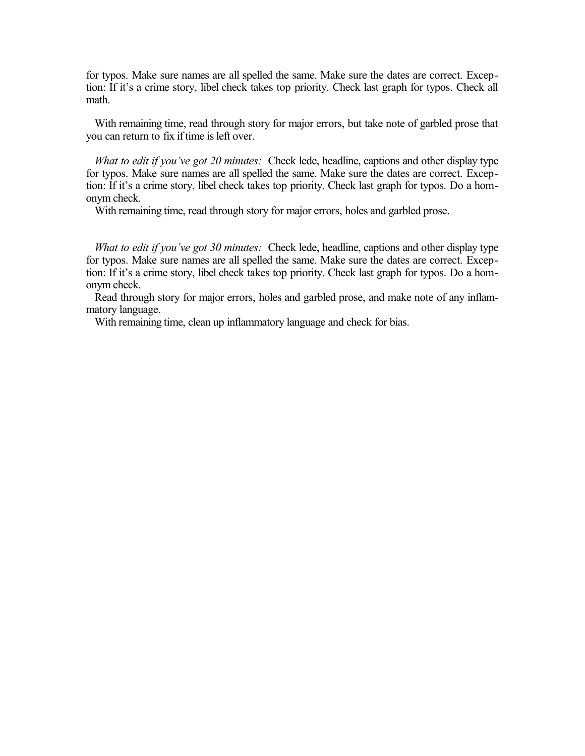for typos. Make sure names are all spelled the same. Make sure the dates are correct. Exception: If it's a crime story, libel check takes top priority. Check last graph for typos. Check all math.

With remaining time, read through story for major errors, but take note of garbled prose that you can return to fix if time is left over.

*What to edit if you've got 20 minutes:* Check lede, headline, captions and other display type for typos. Make sure names are all spelled the same. Make sure the dates are correct. Exception: If it's a crime story, libel check takes top priority. Check last graph for typos. Do a homonym check.

With remaining time, read through story for major errors, holes and garbled prose.

*What to edit if you've got 30 minutes:* Check lede, headline, captions and other display type for typos. Make sure names are all spelled the same. Make sure the dates are correct. Exception: If it's a crime story, libel check takes top priority. Check last graph for typos. Do a homonym check.

Read through story for major errors, holes and garbled prose, and make note of any inflammatory language.

With remaining time, clean up inflammatory language and check for bias.